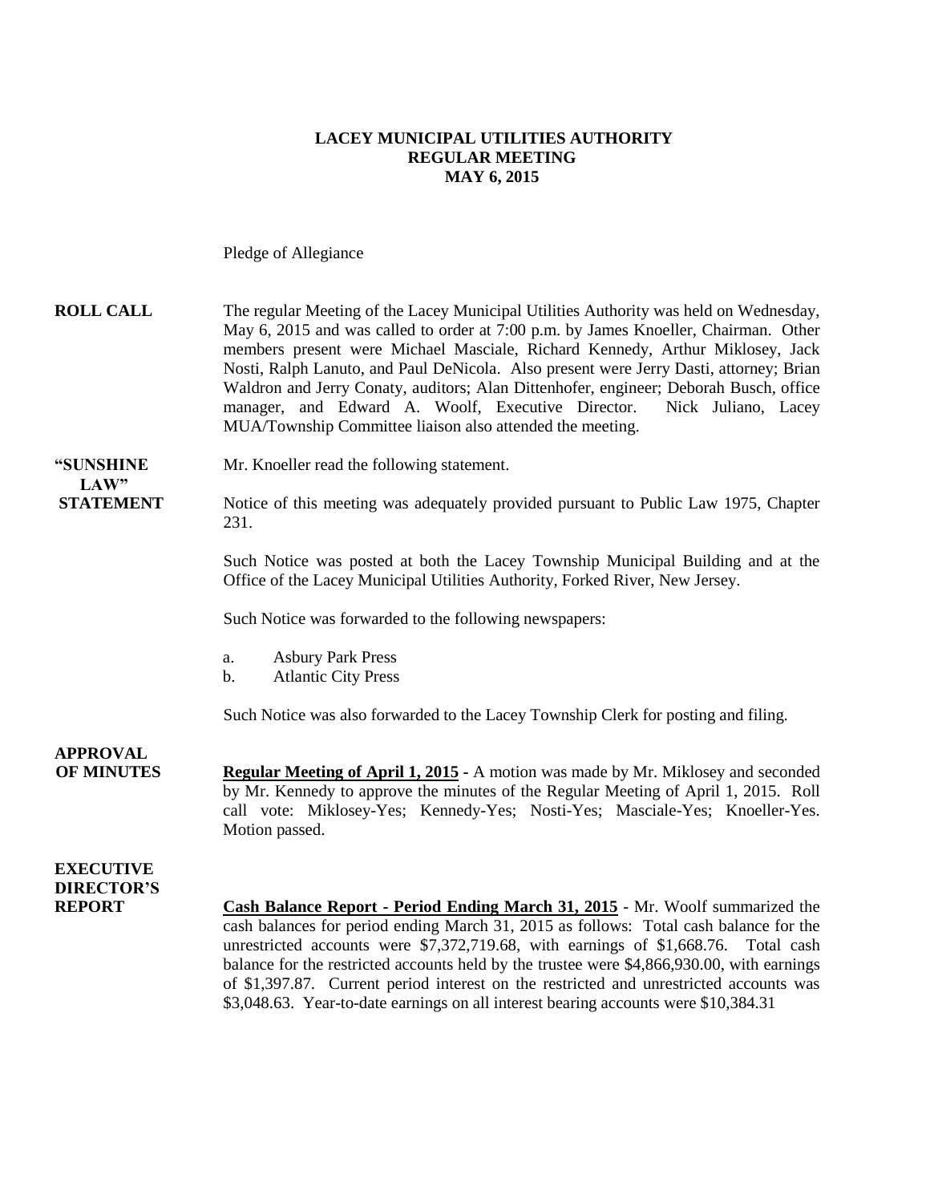**LACEY MUNICIPAL UTILITIES AUTHORITY**
**REGULAR MEETING**
**MAY 6, 2015**

Pledge of Allegiance

**ROLL CALL** The regular Meeting of the Lacey Municipal Utilities Authority was held on Wednesday, May 6, 2015 and was called to order at 7:00 p.m. by James Knoeller, Chairman. Other members present were Michael Masciale, Richard Kennedy, Arthur Miklosey, Jack Nosti, Ralph Lanuto, and Paul DeNicola. Also present were Jerry Dasti, attorney; Brian Waldron and Jerry Conaty, auditors; Alan Dittenhofer, engineer; Deborah Busch, office manager, and Edward A. Woolf, Executive Director. Nick Juliano, Lacey MUA/Township Committee liaison also attended the meeting.

**"SUNSHINE LAW" STATEMENT** Mr. Knoeller read the following statement.

Notice of this meeting was adequately provided pursuant to Public Law 1975, Chapter 231.

Such Notice was posted at both the Lacey Township Municipal Building and at the Office of the Lacey Municipal Utilities Authority, Forked River, New Jersey.

Such Notice was forwarded to the following newspapers:

a. Asbury Park Press
b. Atlantic City Press

Such Notice was also forwarded to the Lacey Township Clerk for posting and filing.

**APPROVAL OF MINUTES** **Regular Meeting of April 1, 2015** - A motion was made by Mr. Miklosey and seconded by Mr. Kennedy to approve the minutes of the Regular Meeting of April 1, 2015. Roll call vote: Miklosey-Yes; Kennedy-Yes; Nosti-Yes; Masciale-Yes; Knoeller-Yes. Motion passed.

**EXECUTIVE DIRECTOR'S REPORT** **Cash Balance Report - Period Ending March 31, 2015** - Mr. Woolf summarized the cash balances for period ending March 31, 2015 as follows: Total cash balance for the unrestricted accounts were $7,372,719.68, with earnings of $1,668.76. Total cash balance for the restricted accounts held by the trustee were $4,866,930.00, with earnings of $1,397.87. Current period interest on the restricted and unrestricted accounts was $3,048.63. Year-to-date earnings on all interest bearing accounts were $10,384.31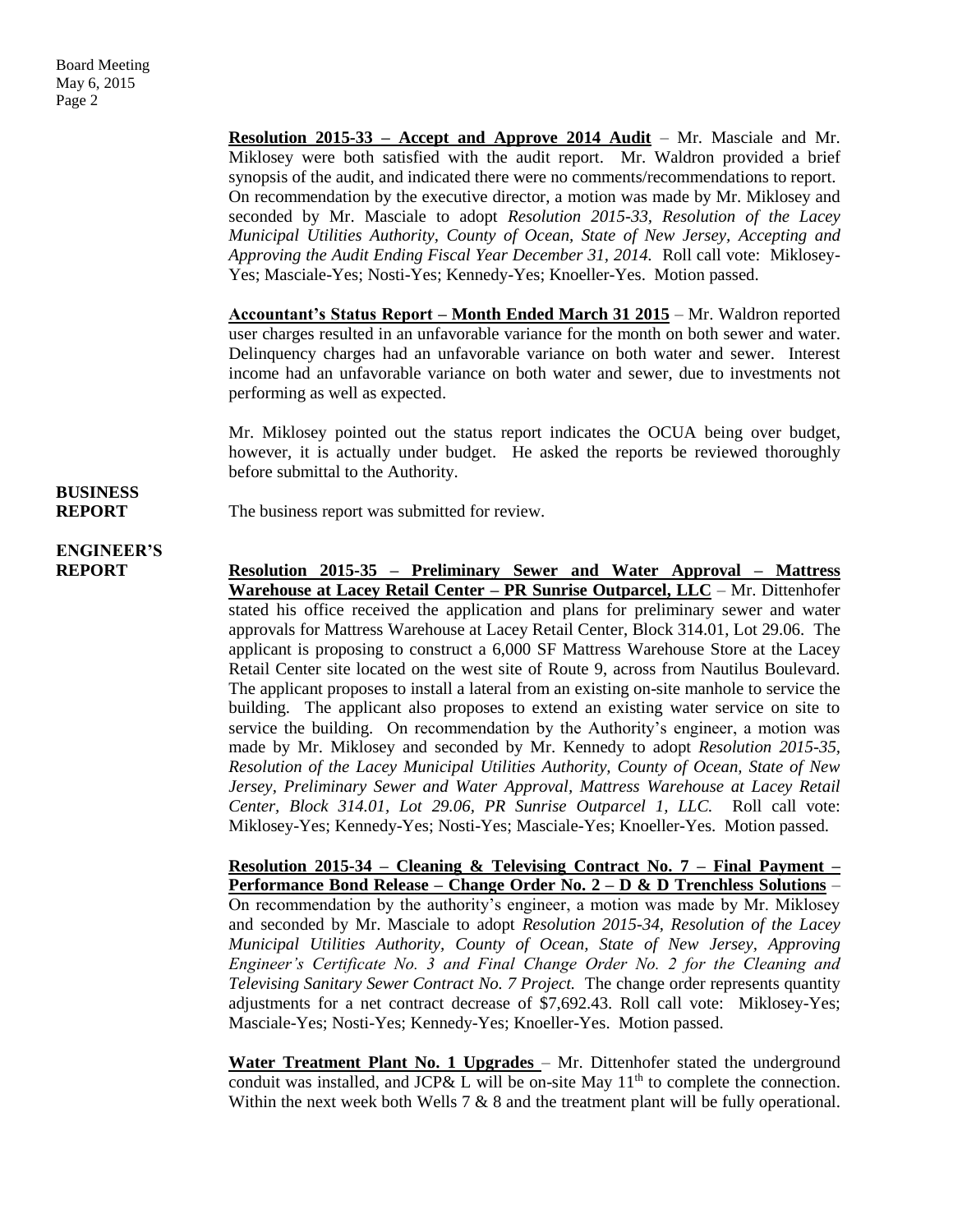**Resolution 2015-33 – Accept and Approve 2014 Audit** – Mr. Masciale and Mr. Miklosey were both satisfied with the audit report. Mr. Waldron provided a brief synopsis of the audit, and indicated there were no comments/recommendations to report. On recommendation by the executive director, a motion was made by Mr. Miklosey and seconded by Mr. Masciale to adopt *Resolution 2015-33, Resolution of the Lacey Municipal Utilities Authority, County of Ocean, State of New Jersey, Accepting and Approving the Audit Ending Fiscal Year December 31, 2014.* Roll call vote: Miklosey-Yes; Masciale-Yes; Nosti-Yes; Kennedy-Yes; Knoeller-Yes. Motion passed.

**Accountant's Status Report – Month Ended March 31 2015** – Mr. Waldron reported user charges resulted in an unfavorable variance for the month on both sewer and water. Delinquency charges had an unfavorable variance on both water and sewer. Interest income had an unfavorable variance on both water and sewer, due to investments not performing as well as expected.

Mr. Miklosey pointed out the status report indicates the OCUA being over budget, however, it is actually under budget. He asked the reports be reviewed thoroughly before submittal to the Authority.

**BUSINESS REPORT**

The business report was submitted for review.

**ENGINEER'S REPORT**

**Resolution 2015-35 – Preliminary Sewer and Water Approval – Mattress Warehouse at Lacey Retail Center – PR Sunrise Outparcel, LLC** – Mr. Dittenhofer stated his office received the application and plans for preliminary sewer and water approvals for Mattress Warehouse at Lacey Retail Center, Block 314.01, Lot 29.06. The applicant is proposing to construct a 6,000 SF Mattress Warehouse Store at the Lacey Retail Center site located on the west site of Route 9, across from Nautilus Boulevard. The applicant proposes to install a lateral from an existing on-site manhole to service the building. The applicant also proposes to extend an existing water service on site to service the building. On recommendation by the Authority's engineer, a motion was made by Mr. Miklosey and seconded by Mr. Kennedy to adopt *Resolution 2015-35, Resolution of the Lacey Municipal Utilities Authority, County of Ocean, State of New Jersey, Preliminary Sewer and Water Approval, Mattress Warehouse at Lacey Retail Center, Block 314.01, Lot 29.06, PR Sunrise Outparcel 1, LLC.* Roll call vote: Miklosey-Yes; Kennedy-Yes; Nosti-Yes; Masciale-Yes; Knoeller-Yes. Motion passed.

**Resolution 2015-34 – Cleaning & Televising Contract No. 7 – Final Payment – Performance Bond Release – Change Order No. 2 – D & D Trenchless Solutions** – On recommendation by the authority's engineer, a motion was made by Mr. Miklosey and seconded by Mr. Masciale to adopt *Resolution 2015-34, Resolution of the Lacey Municipal Utilities Authority, County of Ocean, State of New Jersey, Approving Engineer's Certificate No. 3 and Final Change Order No. 2 for the Cleaning and Televising Sanitary Sewer Contract No. 7 Project.* The change order represents quantity adjustments for a net contract decrease of $7,692.43. Roll call vote: Miklosey-Yes; Masciale-Yes; Nosti-Yes; Kennedy-Yes; Knoeller-Yes. Motion passed.

**Water Treatment Plant No. 1 Upgrades** – Mr. Dittenhofer stated the underground conduit was installed, and JCP& L will be on-site May 11th to complete the connection. Within the next week both Wells 7 & 8 and the treatment plant will be fully operational.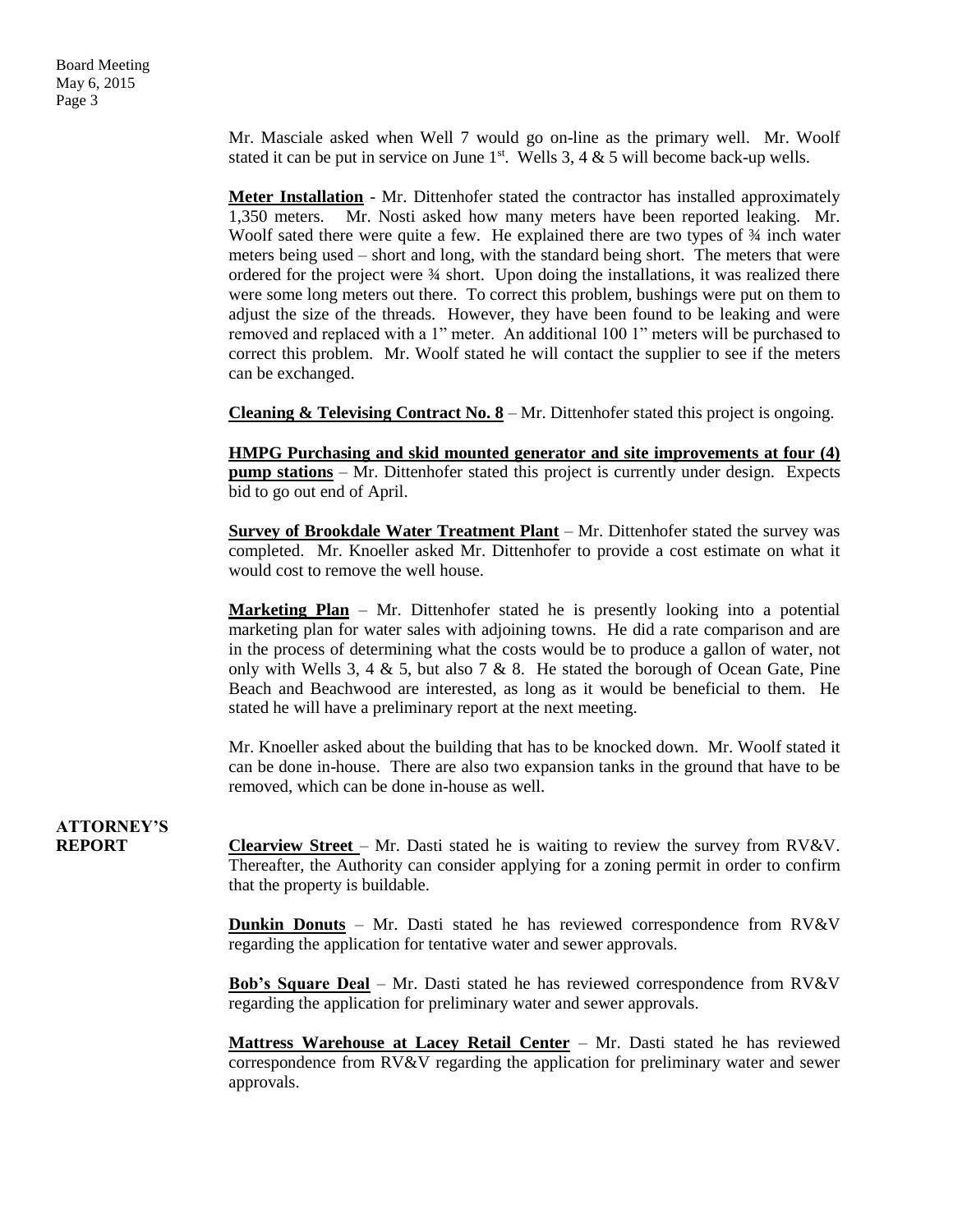Mr. Masciale asked when Well 7 would go on-line as the primary well. Mr. Woolf stated it can be put in service on June 1st. Wells 3, 4 & 5 will become back-up wells.

**Meter Installation** - Mr. Dittenhofer stated the contractor has installed approximately 1,350 meters. Mr. Nosti asked how many meters have been reported leaking. Mr. Woolf sated there were quite a few. He explained there are two types of ¾ inch water meters being used – short and long, with the standard being short. The meters that were ordered for the project were ¾ short. Upon doing the installations, it was realized there were some long meters out there. To correct this problem, bushings were put on them to adjust the size of the threads. However, they have been found to be leaking and were removed and replaced with a 1" meter. An additional 100 1" meters will be purchased to correct this problem. Mr. Woolf stated he will contact the supplier to see if the meters can be exchanged.

**Cleaning & Televising Contract No. 8** – Mr. Dittenhofer stated this project is ongoing.

**HMPG Purchasing and skid mounted generator and site improvements at four (4) pump stations** – Mr. Dittenhofer stated this project is currently under design. Expects bid to go out end of April.

**Survey of Brookdale Water Treatment Plant** – Mr. Dittenhofer stated the survey was completed. Mr. Knoeller asked Mr. Dittenhofer to provide a cost estimate on what it would cost to remove the well house.

**Marketing Plan** – Mr. Dittenhofer stated he is presently looking into a potential marketing plan for water sales with adjoining towns. He did a rate comparison and are in the process of determining what the costs would be to produce a gallon of water, not only with Wells 3, 4 & 5, but also 7 & 8. He stated the borough of Ocean Gate, Pine Beach and Beachwood are interested, as long as it would be beneficial to them. He stated he will have a preliminary report at the next meeting.

Mr. Knoeller asked about the building that has to be knocked down. Mr. Woolf stated it can be done in-house. There are also two expansion tanks in the ground that have to be removed, which can be done in-house as well.

## ATTORNEY'S REPORT

**Clearview Street** – Mr. Dasti stated he is waiting to review the survey from RV&V. Thereafter, the Authority can consider applying for a zoning permit in order to confirm that the property is buildable.

**Dunkin Donuts** – Mr. Dasti stated he has reviewed correspondence from RV&V regarding the application for tentative water and sewer approvals.

**Bob's Square Deal** – Mr. Dasti stated he has reviewed correspondence from RV&V regarding the application for preliminary water and sewer approvals.

**Mattress Warehouse at Lacey Retail Center** – Mr. Dasti stated he has reviewed correspondence from RV&V regarding the application for preliminary water and sewer approvals.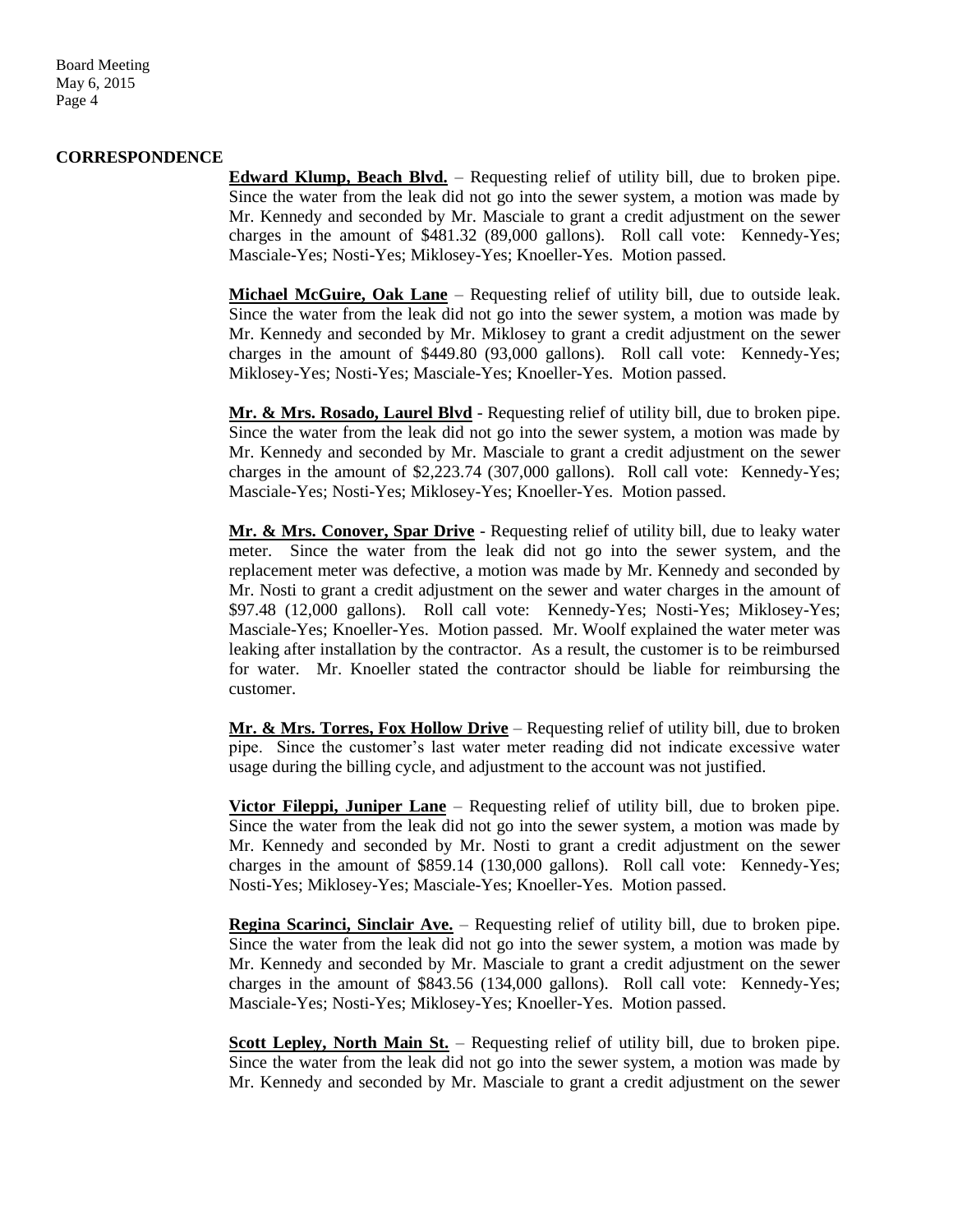**CORRESPONDENCE**

**Edward Klump, Beach Blvd.** – Requesting relief of utility bill, due to broken pipe. Since the water from the leak did not go into the sewer system, a motion was made by Mr. Kennedy and seconded by Mr. Masciale to grant a credit adjustment on the sewer charges in the amount of $481.32 (89,000 gallons). Roll call vote: Kennedy-Yes; Masciale-Yes; Nosti-Yes; Miklosey-Yes; Knoeller-Yes. Motion passed.

**Michael McGuire, Oak Lane** – Requesting relief of utility bill, due to outside leak. Since the water from the leak did not go into the sewer system, a motion was made by Mr. Kennedy and seconded by Mr. Miklosey to grant a credit adjustment on the sewer charges in the amount of $449.80 (93,000 gallons). Roll call vote: Kennedy-Yes; Miklosey-Yes; Nosti-Yes; Masciale-Yes; Knoeller-Yes. Motion passed.

**Mr. & Mrs. Rosado, Laurel Blvd** - Requesting relief of utility bill, due to broken pipe. Since the water from the leak did not go into the sewer system, a motion was made by Mr. Kennedy and seconded by Mr. Masciale to grant a credit adjustment on the sewer charges in the amount of $2,223.74 (307,000 gallons). Roll call vote: Kennedy-Yes; Masciale-Yes; Nosti-Yes; Miklosey-Yes; Knoeller-Yes. Motion passed.

**Mr. & Mrs. Conover, Spar Drive** - Requesting relief of utility bill, due to leaky water meter. Since the water from the leak did not go into the sewer system, and the replacement meter was defective, a motion was made by Mr. Kennedy and seconded by Mr. Nosti to grant a credit adjustment on the sewer and water charges in the amount of $97.48 (12,000 gallons). Roll call vote: Kennedy-Yes; Nosti-Yes; Miklosey-Yes; Masciale-Yes; Knoeller-Yes. Motion passed. Mr. Woolf explained the water meter was leaking after installation by the contractor. As a result, the customer is to be reimbursed for water. Mr. Knoeller stated the contractor should be liable for reimbursing the customer.

**Mr. & Mrs. Torres, Fox Hollow Drive** – Requesting relief of utility bill, due to broken pipe. Since the customer's last water meter reading did not indicate excessive water usage during the billing cycle, and adjustment to the account was not justified.

**Victor Fileppi, Juniper Lane** – Requesting relief of utility bill, due to broken pipe. Since the water from the leak did not go into the sewer system, a motion was made by Mr. Kennedy and seconded by Mr. Nosti to grant a credit adjustment on the sewer charges in the amount of $859.14 (130,000 gallons). Roll call vote: Kennedy-Yes; Nosti-Yes; Miklosey-Yes; Masciale-Yes; Knoeller-Yes. Motion passed.

**Regina Scarinci, Sinclair Ave.** – Requesting relief of utility bill, due to broken pipe. Since the water from the leak did not go into the sewer system, a motion was made by Mr. Kennedy and seconded by Mr. Masciale to grant a credit adjustment on the sewer charges in the amount of $843.56 (134,000 gallons). Roll call vote: Kennedy-Yes; Masciale-Yes; Nosti-Yes; Miklosey-Yes; Knoeller-Yes. Motion passed.

**Scott Lepley, North Main St.** – Requesting relief of utility bill, due to broken pipe. Since the water from the leak did not go into the sewer system, a motion was made by Mr. Kennedy and seconded by Mr. Masciale to grant a credit adjustment on the sewer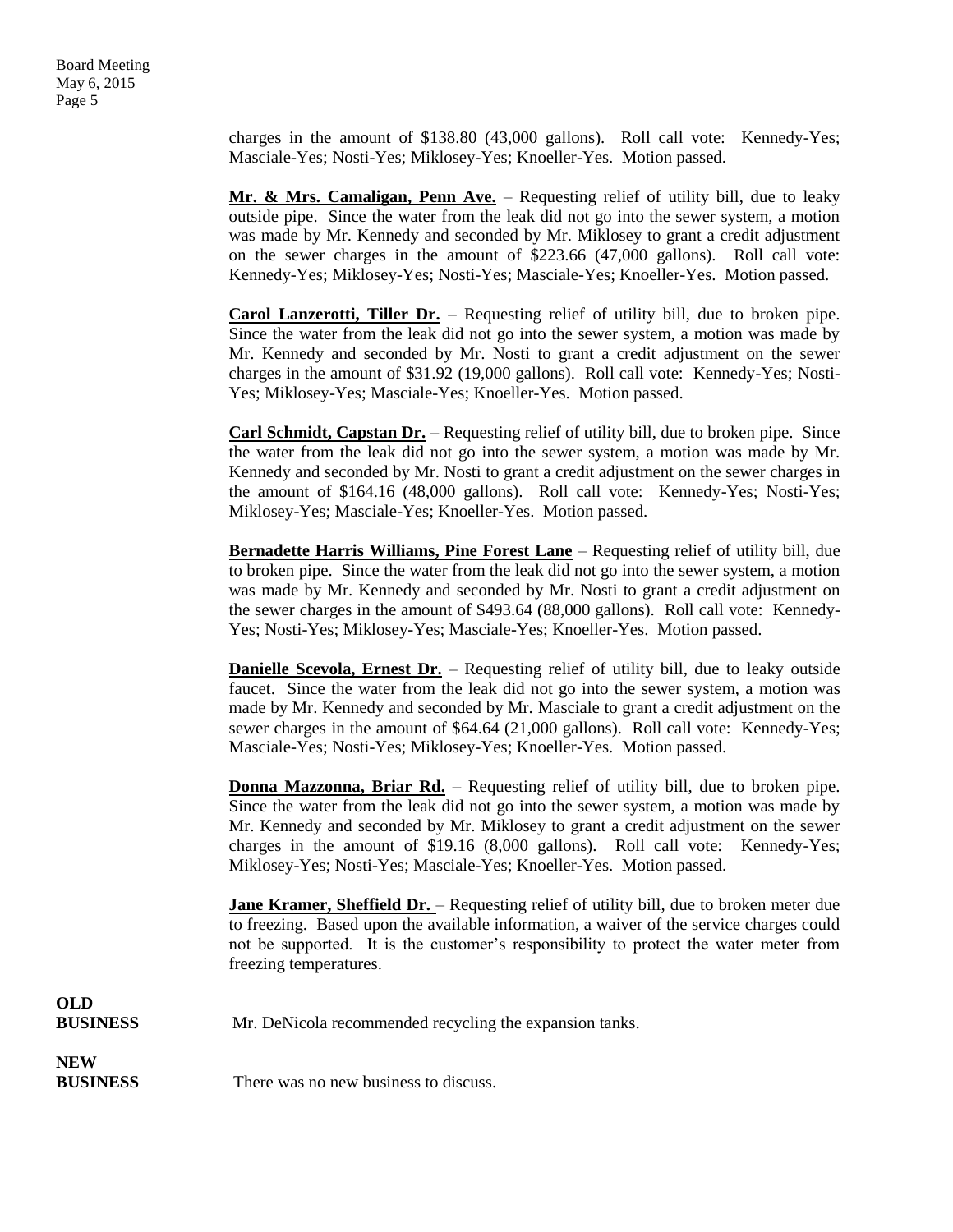charges in the amount of $138.80 (43,000 gallons). Roll call vote: Kennedy-Yes; Masciale-Yes; Nosti-Yes; Miklosey-Yes; Knoeller-Yes. Motion passed.

**Mr. & Mrs. Camaligan, Penn Ave.** – Requesting relief of utility bill, due to leaky outside pipe. Since the water from the leak did not go into the sewer system, a motion was made by Mr. Kennedy and seconded by Mr. Miklosey to grant a credit adjustment on the sewer charges in the amount of $223.66 (47,000 gallons). Roll call vote: Kennedy-Yes; Miklosey-Yes; Nosti-Yes; Masciale-Yes; Knoeller-Yes. Motion passed.

**Carol Lanzerotti, Tiller Dr.** – Requesting relief of utility bill, due to broken pipe. Since the water from the leak did not go into the sewer system, a motion was made by Mr. Kennedy and seconded by Mr. Nosti to grant a credit adjustment on the sewer charges in the amount of $31.92 (19,000 gallons). Roll call vote: Kennedy-Yes; Nosti-Yes; Miklosey-Yes; Masciale-Yes; Knoeller-Yes. Motion passed.

**Carl Schmidt, Capstan Dr.** – Requesting relief of utility bill, due to broken pipe. Since the water from the leak did not go into the sewer system, a motion was made by Mr. Kennedy and seconded by Mr. Nosti to grant a credit adjustment on the sewer charges in the amount of $164.16 (48,000 gallons). Roll call vote: Kennedy-Yes; Nosti-Yes; Miklosey-Yes; Masciale-Yes; Knoeller-Yes. Motion passed.

**Bernadette Harris Williams, Pine Forest Lane** – Requesting relief of utility bill, due to broken pipe. Since the water from the leak did not go into the sewer system, a motion was made by Mr. Kennedy and seconded by Mr. Nosti to grant a credit adjustment on the sewer charges in the amount of $493.64 (88,000 gallons). Roll call vote: Kennedy-Yes; Nosti-Yes; Miklosey-Yes; Masciale-Yes; Knoeller-Yes. Motion passed.

**Danielle Scevola, Ernest Dr.** – Requesting relief of utility bill, due to leaky outside faucet. Since the water from the leak did not go into the sewer system, a motion was made by Mr. Kennedy and seconded by Mr. Masciale to grant a credit adjustment on the sewer charges in the amount of $64.64 (21,000 gallons). Roll call vote: Kennedy-Yes; Masciale-Yes; Nosti-Yes; Miklosey-Yes; Knoeller-Yes. Motion passed.

**Donna Mazzonna, Briar Rd.** – Requesting relief of utility bill, due to broken pipe. Since the water from the leak did not go into the sewer system, a motion was made by Mr. Kennedy and seconded by Mr. Miklosey to grant a credit adjustment on the sewer charges in the amount of $19.16 (8,000 gallons). Roll call vote: Kennedy-Yes; Miklosey-Yes; Nosti-Yes; Masciale-Yes; Knoeller-Yes. Motion passed.

**Jane Kramer, Sheffield Dr.** – Requesting relief of utility bill, due to broken meter due to freezing. Based upon the available information, a waiver of the service charges could not be supported. It is the customer's responsibility to protect the water meter from freezing temperatures.

**OLD BUSINESS**

Mr. DeNicola recommended recycling the expansion tanks.

**NEW BUSINESS**

There was no new business to discuss.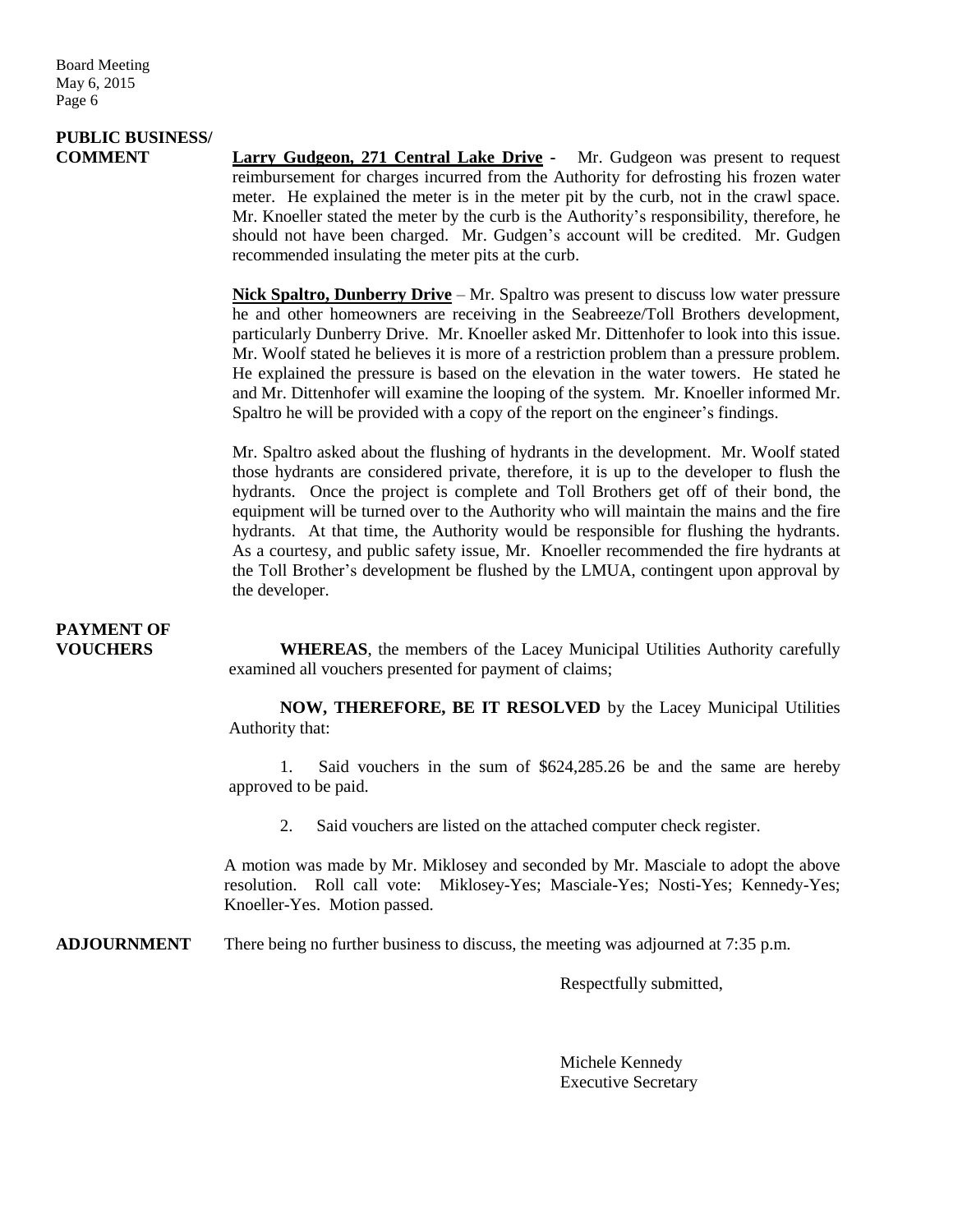**PUBLIC BUSINESS/ COMMENT**

**Larry Gudgeon, 271 Central Lake Drive** - Mr. Gudgeon was present to request reimbursement for charges incurred from the Authority for defrosting his frozen water meter. He explained the meter is in the meter pit by the curb, not in the crawl space. Mr. Knoeller stated the meter by the curb is the Authority's responsibility, therefore, he should not have been charged. Mr. Gudgen's account will be credited. Mr. Gudgen recommended insulating the meter pits at the curb.

**Nick Spaltro, Dunberry Drive** – Mr. Spaltro was present to discuss low water pressure he and other homeowners are receiving in the Seabreeze/Toll Brothers development, particularly Dunberry Drive. Mr. Knoeller asked Mr. Dittenhofer to look into this issue. Mr. Woolf stated he believes it is more of a restriction problem than a pressure problem. He explained the pressure is based on the elevation in the water towers. He stated he and Mr. Dittenhofer will examine the looping of the system. Mr. Knoeller informed Mr. Spaltro he will be provided with a copy of the report on the engineer's findings.

Mr. Spaltro asked about the flushing of hydrants in the development. Mr. Woolf stated those hydrants are considered private, therefore, it is up to the developer to flush the hydrants. Once the project is complete and Toll Brothers get off of their bond, the equipment will be turned over to the Authority who will maintain the mains and the fire hydrants. At that time, the Authority would be responsible for flushing the hydrants. As a courtesy, and public safety issue, Mr. Knoeller recommended the fire hydrants at the Toll Brother's development be flushed by the LMUA, contingent upon approval by the developer.

**PAYMENT OF VOUCHERS**

**WHEREAS**, the members of the Lacey Municipal Utilities Authority carefully examined all vouchers presented for payment of claims;

**NOW, THEREFORE, BE IT RESOLVED** by the Lacey Municipal Utilities Authority that:

1. Said vouchers in the sum of $624,285.26 be and the same are hereby approved to be paid.

2. Said vouchers are listed on the attached computer check register.

A motion was made by Mr. Miklosey and seconded by Mr. Masciale to adopt the above resolution. Roll call vote: Miklosey-Yes; Masciale-Yes; Nosti-Yes; Kennedy-Yes; Knoeller-Yes. Motion passed.

**ADJOURNMENT**

There being no further business to discuss, the meeting was adjourned at 7:35 p.m.

Respectfully submitted,

Michele Kennedy
Executive Secretary